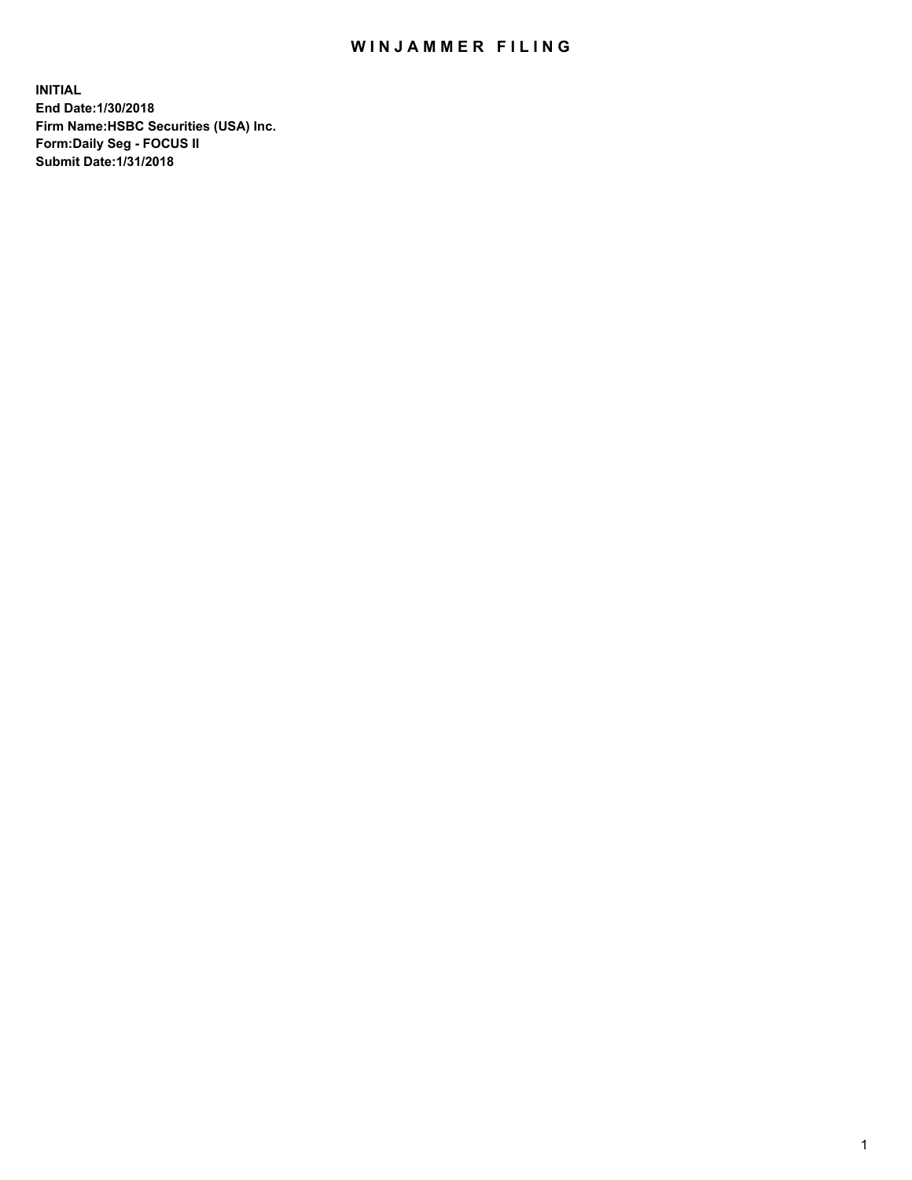# WINJAMMER FILING

**INITIAL**
**End Date:1/30/2018**
**Firm Name:HSBC Securities (USA) Inc.**
**Form:Daily Seg - FOCUS II**
**Submit Date:1/31/2018**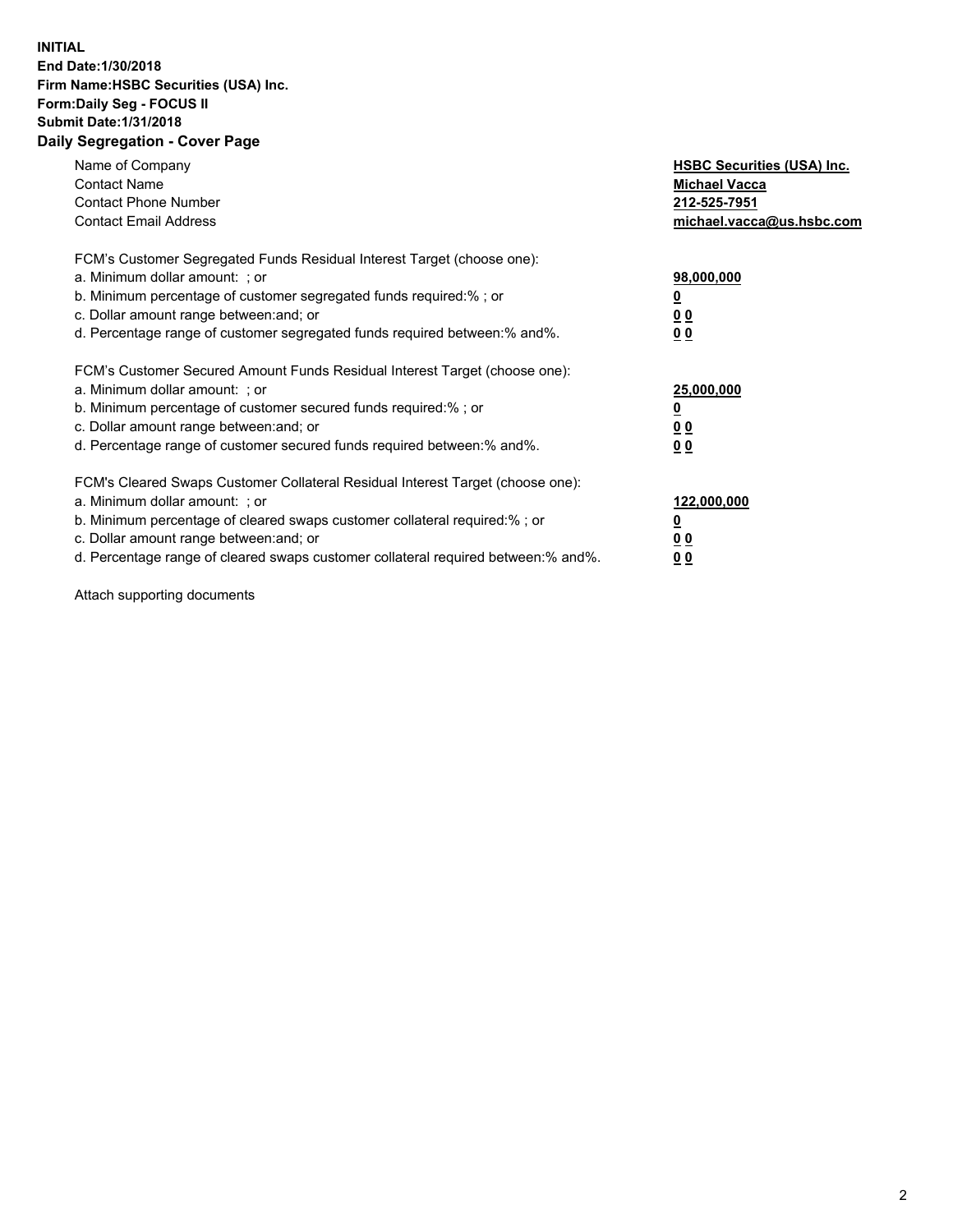**INITIAL**
**End Date:1/30/2018**
**Firm Name:HSBC Securities (USA) Inc.**
**Form:Daily Seg - FOCUS II**
**Submit Date:1/31/2018**

## Daily Segregation - Cover Page

| | |
|---|---|
| Name of Company | **HSBC Securities (USA) Inc.** |
| Contact Name | **Michael Vacca** |
| Contact Phone Number | **212-525-7951** |
| Contact Email Address | **michael.vacca@us.hsbc.com** |

| | |
|---|---|
| FCM's Customer Segregated Funds Residual Interest Target (choose one): | |
| a. Minimum dollar amount: ; or | **98,000,000** |
| b. Minimum percentage of customer segregated funds required:% ; or | **0** |
| c. Dollar amount range between:and; or | **0 0** |
| d. Percentage range of customer segregated funds required between:% and%. | **0 0** |

| | |
|---|---|
| FCM's Customer Secured Amount Funds Residual Interest Target (choose one): | |
| a. Minimum dollar amount: ; or | **25,000,000** |
| b. Minimum percentage of customer secured funds required:% ; or | **0** |
| c. Dollar amount range between:and; or | **0 0** |
| d. Percentage range of customer secured funds required between:% and%. | **0 0** |

| | |
|---|---|
| FCM's Cleared Swaps Customer Collateral Residual Interest Target (choose one): | |
| a. Minimum dollar amount: ; or | **122,000,000** |
| b. Minimum percentage of cleared swaps customer collateral required:% ; or | **0** |
| c. Dollar amount range between:and; or | **0 0** |
| d. Percentage range of cleared swaps customer collateral required between:% and%. | **0 0** |

Attach supporting documents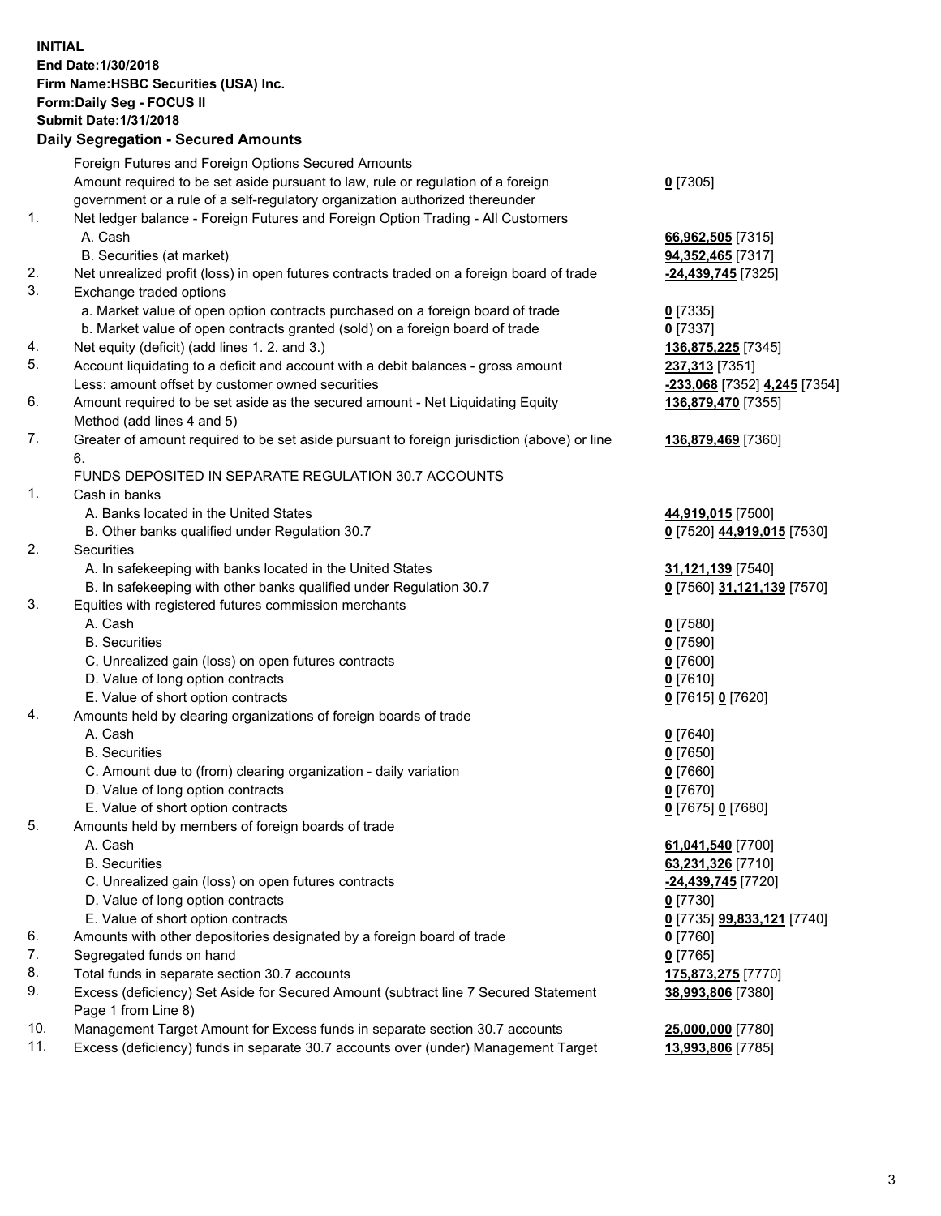**INITIAL**
**End Date:1/30/2018**
**Firm Name:HSBC Securities (USA) Inc.**
**Form:Daily Seg - FOCUS II**
**Submit Date:1/31/2018**

**Daily Segregation - Secured Amounts**

| | | |
|---|---|---|
| | Foreign Futures and Foreign Options Secured Amounts | |
| | Amount required to be set aside pursuant to law, rule or regulation of a foreign government or a rule of a self-regulatory organization authorized thereunder | **0** [7305] |
| 1. | Net ledger balance - Foreign Futures and Foreign Option Trading - All Customers | |
| | A. Cash | **66,962,505** [7315] |
| | B. Securities (at market) | **94,352,465** [7317] |
| 2. | Net unrealized profit (loss) in open futures contracts traded on a foreign board of trade | **-24,439,745** [7325] |
| 3. | Exchange traded options | |
| | a. Market value of open option contracts purchased on a foreign board of trade | **0** [7335] |
| | b. Market value of open contracts granted (sold) on a foreign board of trade | **0** [7337] |
| 4. | Net equity (deficit) (add lines 1. 2. and 3.) | **136,875,225** [7345] |
| 5. | Account liquidating to a deficit and account with a debit balances - gross amount | **237,313** [7351] |
| | Less: amount offset by customer owned securities | **-233,068** [7352] **4,245** [7354] |
| 6. | Amount required to be set aside as the secured amount - Net Liquidating Equity Method (add lines 4 and 5) | **136,879,470** [7355] |
| 7. | Greater of amount required to be set aside pursuant to foreign jurisdiction (above) or line 6. | **136,879,469** [7360] |
| | FUNDS DEPOSITED IN SEPARATE REGULATION 30.7 ACCOUNTS | |
| 1. | Cash in banks | |
| | A. Banks located in the United States | **44,919,015** [7500] |
| | B. Other banks qualified under Regulation 30.7 | **0** [7520] **44,919,015** [7530] |
| 2. | Securities | |
| | A. In safekeeping with banks located in the United States | **31,121,139** [7540] |
| | B. In safekeeping with other banks qualified under Regulation 30.7 | **0** [7560] **31,121,139** [7570] |
| 3. | Equities with registered futures commission merchants | |
| | A. Cash | **0** [7580] |
| | B. Securities | **0** [7590] |
| | C. Unrealized gain (loss) on open futures contracts | **0** [7600] |
| | D. Value of long option contracts | **0** [7610] |
| | E. Value of short option contracts | **0** [7615] **0** [7620] |
| 4. | Amounts held by clearing organizations of foreign boards of trade | |
| | A. Cash | **0** [7640] |
| | B. Securities | **0** [7650] |
| | C. Amount due to (from) clearing organization - daily variation | **0** [7660] |
| | D. Value of long option contracts | **0** [7670] |
| | E. Value of short option contracts | **0** [7675] **0** [7680] |
| 5. | Amounts held by members of foreign boards of trade | |
| | A. Cash | **61,041,540** [7700] |
| | B. Securities | **63,231,326** [7710] |
| | C. Unrealized gain (loss) on open futures contracts | **-24,439,745** [7720] |
| | D. Value of long option contracts | **0** [7730] |
| | E. Value of short option contracts | **0** [7735] **99,833,121** [7740] |
| 6. | Amounts with other depositories designated by a foreign board of trade | **0** [7760] |
| 7. | Segregated funds on hand | **0** [7765] |
| 8. | Total funds in separate section 30.7 accounts | **175,873,275** [7770] |
| 9. | Excess (deficiency) Set Aside for Secured Amount (subtract line 7 Secured Statement Page 1 from Line 8) | **38,993,806** [7380] |
| 10. | Management Target Amount for Excess funds in separate section 30.7 accounts | **25,000,000** [7780] |
| 11. | Excess (deficiency) funds in separate 30.7 accounts over (under) Management Target | **13,993,806** [7785] |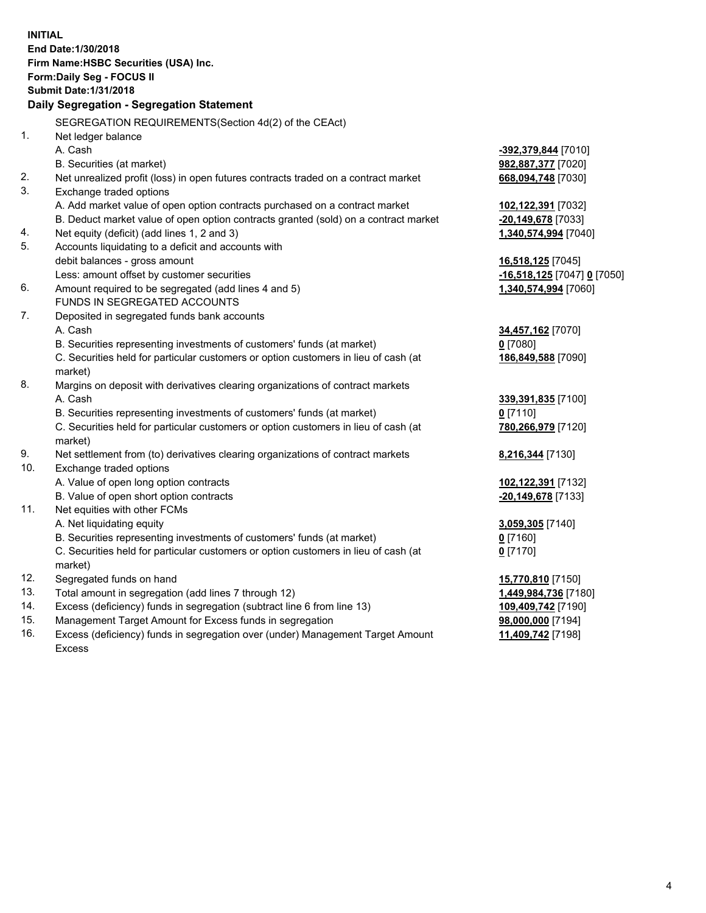**INITIAL**
**End Date:1/30/2018**
**Firm Name:HSBC Securities (USA) Inc.**
**Form:Daily Seg - FOCUS II**
**Submit Date:1/31/2018**

**Daily Segregation - Segregation Statement**

SEGREGATION REQUIREMENTS(Section 4d(2) of the CEAct)

| | | |
|---|---|---|
| 1. | Net ledger balance | |
| | A. Cash | **-392,379,844** [7010] |
| | B. Securities (at market) | **982,887,377** [7020] |
| 2. | Net unrealized profit (loss) in open futures contracts traded on a contract market | **668,094,748** [7030] |
| 3. | Exchange traded options | |
| | A. Add market value of open option contracts purchased on a contract market | **102,122,391** [7032] |
| | B. Deduct market value of open option contracts granted (sold) on a contract market | **-20,149,678** [7033] |
| 4. | Net equity (deficit) (add lines 1, 2 and 3) | **1,340,574,994** [7040] |
| 5. | Accounts liquidating to a deficit and accounts with | |
| | debit balances - gross amount | **16,518,125** [7045] |
| | Less: amount offset by customer securities | **-16,518,125** [7047] **0** [7050] |
| 6. | Amount required to be segregated (add lines 4 and 5) | **1,340,574,994** [7060] |
| | FUNDS IN SEGREGATED ACCOUNTS | |
| 7. | Deposited in segregated funds bank accounts | |
| | A. Cash | **34,457,162** [7070] |
| | B. Securities representing investments of customers' funds (at market) | **0** [7080] |
| | C. Securities held for particular customers or option customers in lieu of cash (at market) | **186,849,588** [7090] |
| 8. | Margins on deposit with derivatives clearing organizations of contract markets | |
| | A. Cash | **339,391,835** [7100] |
| | B. Securities representing investments of customers' funds (at market) | **0** [7110] |
| | C. Securities held for particular customers or option customers in lieu of cash (at market) | **780,266,979** [7120] |
| 9. | Net settlement from (to) derivatives clearing organizations of contract markets | **8,216,344** [7130] |
| 10. | Exchange traded options | |
| | A. Value of open long option contracts | **102,122,391** [7132] |
| | B. Value of open short option contracts | **-20,149,678** [7133] |
| 11. | Net equities with other FCMs | |
| | A. Net liquidating equity | **3,059,305** [7140] |
| | B. Securities representing investments of customers' funds (at market) | **0** [7160] |
| | C. Securities held for particular customers or option customers in lieu of cash (at market) | **0** [7170] |
| 12. | Segregated funds on hand | **15,770,810** [7150] |
| 13. | Total amount in segregation (add lines 7 through 12) | **1,449,984,736** [7180] |
| 14. | Excess (deficiency) funds in segregation (subtract line 6 from line 13) | **109,409,742** [7190] |
| 15. | Management Target Amount for Excess funds in segregation | **98,000,000** [7194] |
| 16. | Excess (deficiency) funds in segregation over (under) Management Target Amount Excess | **11,409,742** [7198] |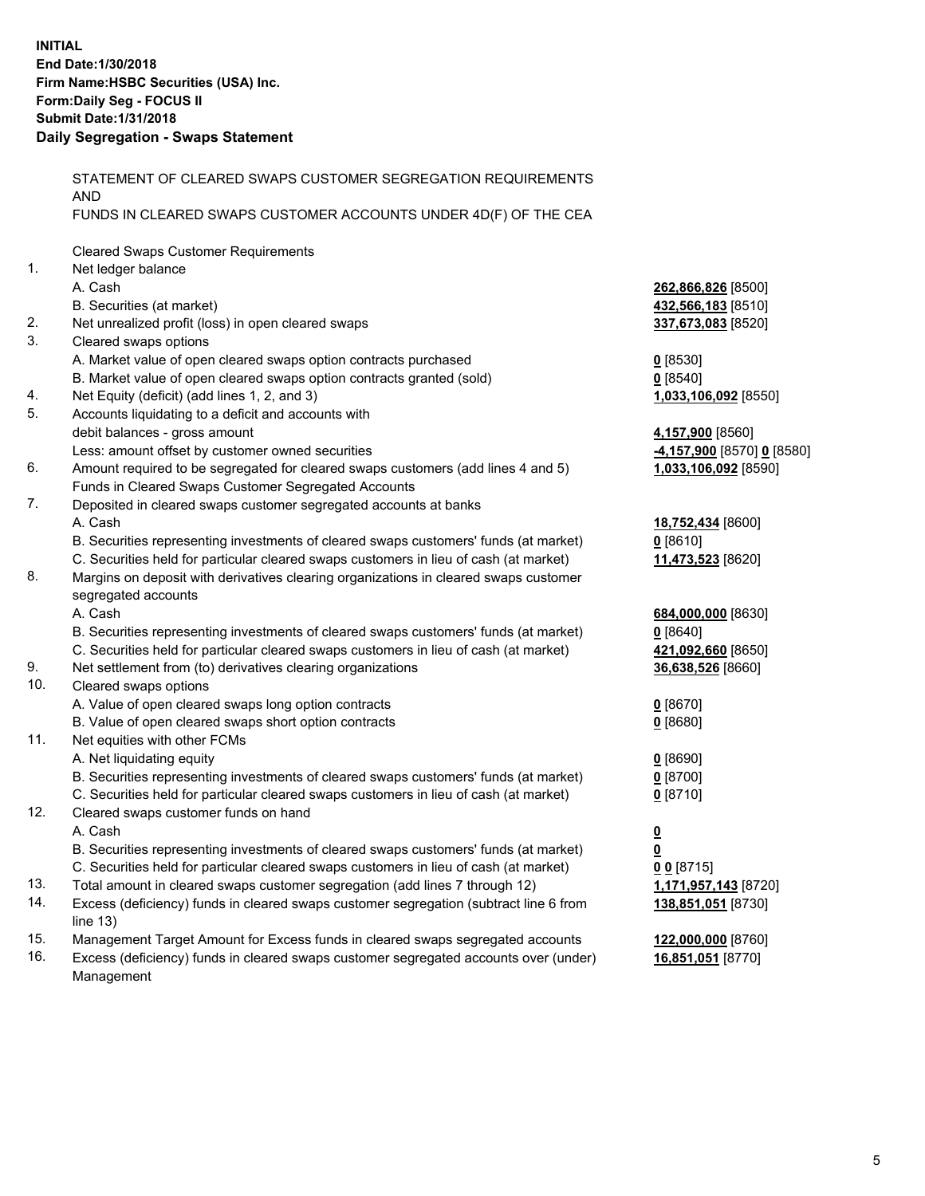**INITIAL**
**End Date:1/30/2018**
**Firm Name:HSBC Securities (USA) Inc.**
**Form:Daily Seg - FOCUS II**
**Submit Date:1/31/2018**
**Daily Segregation - Swaps Statement**

STATEMENT OF CLEARED SWAPS CUSTOMER SEGREGATION REQUIREMENTS AND FUNDS IN CLEARED SWAPS CUSTOMER ACCOUNTS UNDER 4D(F) OF THE CEA

| | | |
|---|---|---|
| | Cleared Swaps Customer Requirements | |
| 1. | Net ledger balance | |
| | A. Cash | **262,866,826** [8500] |
| | B. Securities (at market) | **432,566,183** [8510] |
| 2. | Net unrealized profit (loss) in open cleared swaps | **337,673,083** [8520] |
| 3. | Cleared swaps options | |
| | A. Market value of open cleared swaps option contracts purchased | **0** [8530] |
| | B. Market value of open cleared swaps option contracts granted (sold) | **0** [8540] |
| 4. | Net Equity (deficit) (add lines 1, 2, and 3) | **1,033,106,092** [8550] |
| 5. | Accounts liquidating to a deficit and accounts with debit balances - gross amount | **4,157,900** [8560] |
| | Less: amount offset by customer owned securities | **-4,157,900** [8570] **0** [8580] |
| 6. | Amount required to be segregated for cleared swaps customers (add lines 4 and 5) | **1,033,106,092** [8590] |
| | Funds in Cleared Swaps Customer Segregated Accounts | |
| 7. | Deposited in cleared swaps customer segregated accounts at banks | |
| | A. Cash | **18,752,434** [8600] |
| | B. Securities representing investments of cleared swaps customers' funds (at market) | **0** [8610] |
| | C. Securities held for particular cleared swaps customers in lieu of cash (at market) | **11,473,523** [8620] |
| 8. | Margins on deposit with derivatives clearing organizations in cleared swaps customer segregated accounts | |
| | A. Cash | **684,000,000** [8630] |
| | B. Securities representing investments of cleared swaps customers' funds (at market) | **0** [8640] |
| | C. Securities held for particular cleared swaps customers in lieu of cash (at market) | **421,092,660** [8650] |
| 9. | Net settlement from (to) derivatives clearing organizations | **36,638,526** [8660] |
| 10. | Cleared swaps options | |
| | A. Value of open cleared swaps long option contracts | **0** [8670] |
| | B. Value of open cleared swaps short option contracts | **0** [8680] |
| 11. | Net equities with other FCMs | |
| | A. Net liquidating equity | **0** [8690] |
| | B. Securities representing investments of cleared swaps customers' funds (at market) | **0** [8700] |
| | C. Securities held for particular cleared swaps customers in lieu of cash (at market) | **0** [8710] |
| 12. | Cleared swaps customer funds on hand | |
| | A. Cash | **0** |
| | B. Securities representing investments of cleared swaps customers' funds (at market) | **0** |
| | C. Securities held for particular cleared swaps customers in lieu of cash (at market) | **0** **0** [8715] |
| 13. | Total amount in cleared swaps customer segregation (add lines 7 through 12) | **1,171,957,143** [8720] |
| 14. | Excess (deficiency) funds in cleared swaps customer segregation (subtract line 6 from line 13) | **138,851,051** [8730] |
| 15. | Management Target Amount for Excess funds in cleared swaps segregated accounts | **122,000,000** [8760] |
| 16. | Excess (deficiency) funds in cleared swaps customer segregated accounts over (under) Management | **16,851,051** [8770] |